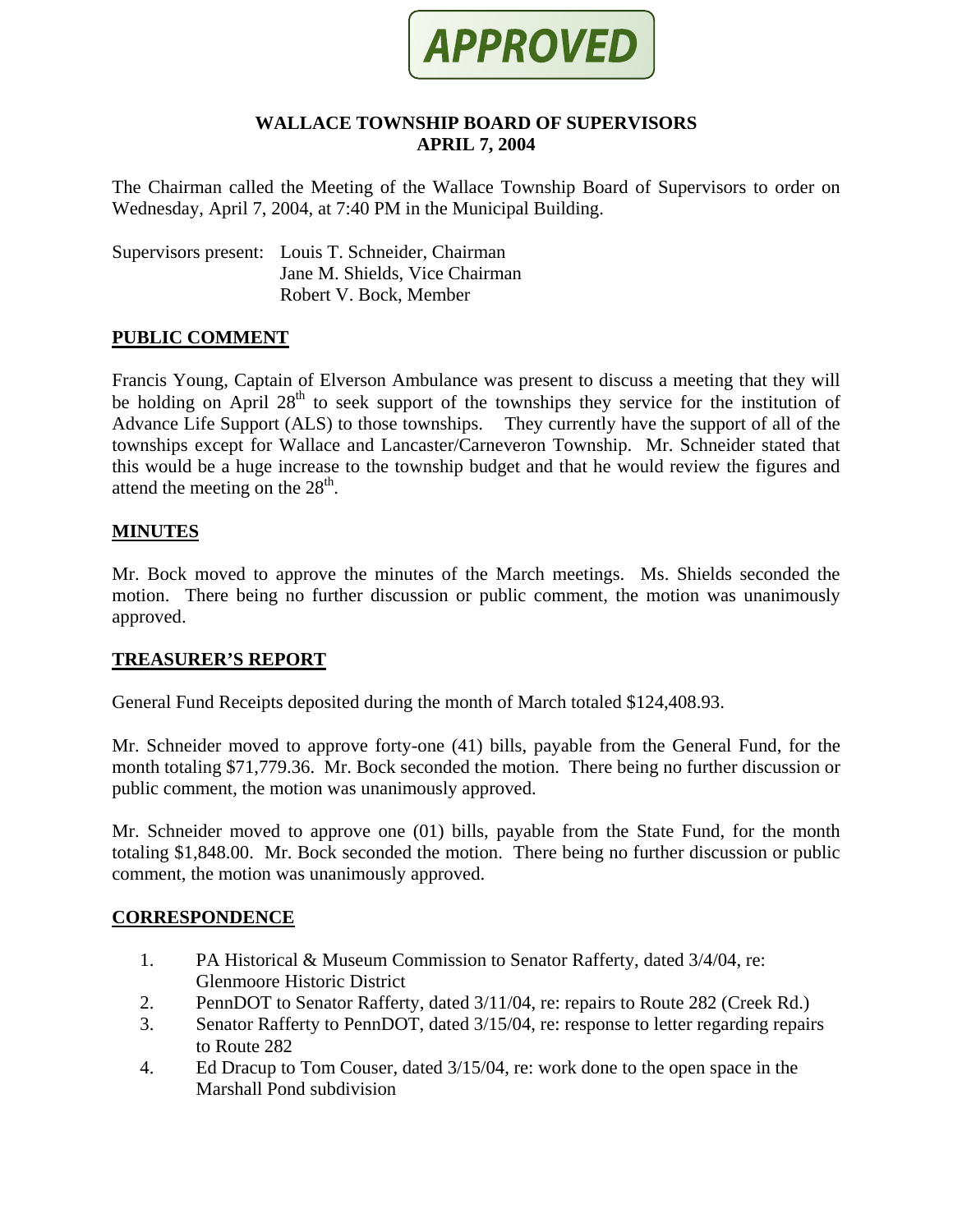APPROVED

# WALLACE TOWNSHIP BOARD OF SUPERVISORS
# APRIL 7, 2004

The Chairman called the Meeting of the Wallace Township Board of Supervisors to order on Wednesday, April 7, 2004, at 7:40 PM in the Municipal Building.

Supervisors present: Louis T. Schneider, Chairman
Jane M. Shields, Vice Chairman
Robert V. Bock, Member

## PUBLIC COMMENT

Francis Young, Captain of Elverson Ambulance was present to discuss a meeting that they will be holding on April 28th to seek support of the townships they service for the institution of Advance Life Support (ALS) to those townships. They currently have the support of all of the townships except for Wallace and Lancaster/Carneveron Township. Mr. Schneider stated that this would be a huge increase to the township budget and that he would review the figures and attend the meeting on the 28th.

## MINUTES

Mr. Bock moved to approve the minutes of the March meetings. Ms. Shields seconded the motion. There being no further discussion or public comment, the motion was unanimously approved.

## TREASURER'S REPORT

General Fund Receipts deposited during the month of March totaled $124,408.93.

Mr. Schneider moved to approve forty-one (41) bills, payable from the General Fund, for the month totaling $71,779.36. Mr. Bock seconded the motion. There being no further discussion or public comment, the motion was unanimously approved.

Mr. Schneider moved to approve one (01) bills, payable from the State Fund, for the month totaling $1,848.00. Mr. Bock seconded the motion. There being no further discussion or public comment, the motion was unanimously approved.

## CORRESPONDENCE

1. PA Historical & Museum Commission to Senator Rafferty, dated 3/4/04, re: Glenmoore Historic District
2. PennDOT to Senator Rafferty, dated 3/11/04, re: repairs to Route 282 (Creek Rd.)
3. Senator Rafferty to PennDOT, dated 3/15/04, re: response to letter regarding repairs to Route 282
4. Ed Dracup to Tom Couser, dated 3/15/04, re: work done to the open space in the Marshall Pond subdivision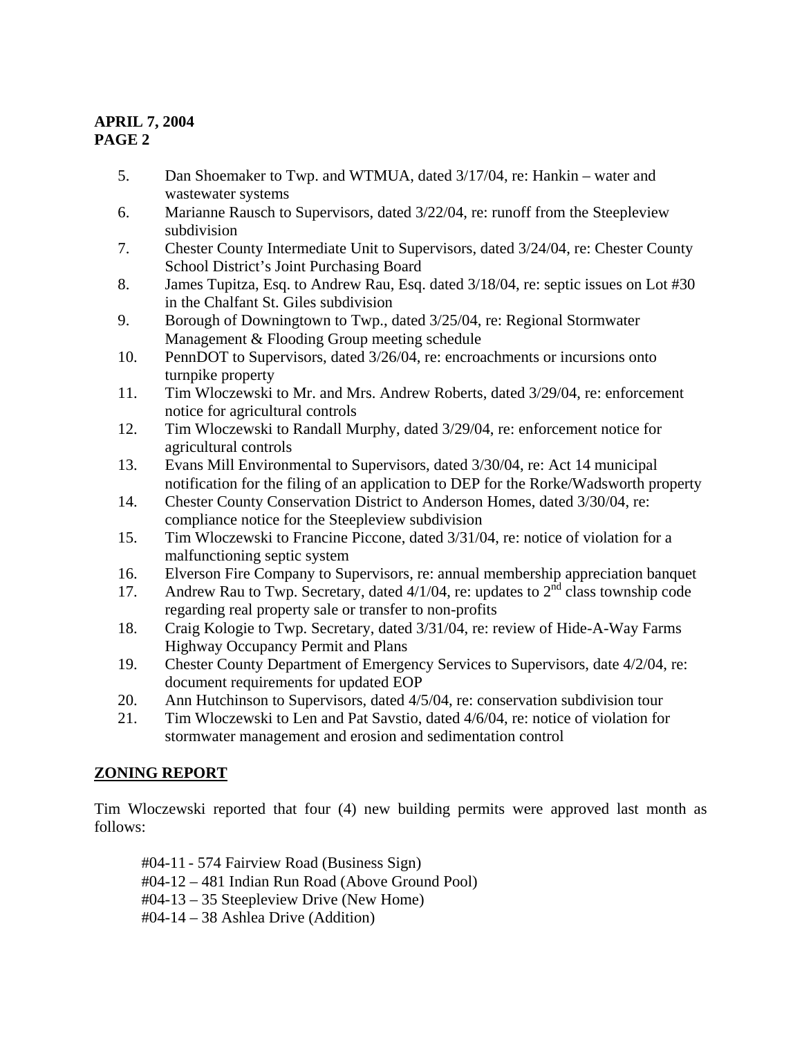5. Dan Shoemaker to Twp. and WTMUA, dated 3/17/04, re: Hankin – water and wastewater systems
6. Marianne Rausch to Supervisors, dated 3/22/04, re: runoff from the Steepleview subdivision
7. Chester County Intermediate Unit to Supervisors, dated 3/24/04, re: Chester County School District's Joint Purchasing Board
8. James Tupitza, Esq. to Andrew Rau, Esq. dated 3/18/04, re: septic issues on Lot #30 in the Chalfant St. Giles subdivision
9. Borough of Downingtown to Twp., dated 3/25/04, re: Regional Stormwater Management & Flooding Group meeting schedule
10. PennDOT to Supervisors, dated 3/26/04, re: encroachments or incursions onto turnpike property
11. Tim Wloczewski to Mr. and Mrs. Andrew Roberts, dated 3/29/04, re: enforcement notice for agricultural controls
12. Tim Wloczewski to Randall Murphy, dated 3/29/04, re: enforcement notice for agricultural controls
13. Evans Mill Environmental to Supervisors, dated 3/30/04, re: Act 14 municipal notification for the filing of an application to DEP for the Rorke/Wadsworth property
14. Chester County Conservation District to Anderson Homes, dated 3/30/04, re: compliance notice for the Steepleview subdivision
15. Tim Wloczewski to Francine Piccone, dated 3/31/04, re: notice of violation for a malfunctioning septic system
16. Elverson Fire Company to Supervisors, re: annual membership appreciation banquet
17. Andrew Rau to Twp. Secretary, dated 4/1/04, re: updates to 2nd class township code regarding real property sale or transfer to non-profits
18. Craig Kologie to Twp. Secretary, dated 3/31/04, re: review of Hide-A-Way Farms Highway Occupancy Permit and Plans
19. Chester County Department of Emergency Services to Supervisors, date 4/2/04, re: document requirements for updated EOP
20. Ann Hutchinson to Supervisors, dated 4/5/04, re: conservation subdivision tour
21. Tim Wloczewski to Len and Pat Savstio, dated 4/6/04, re: notice of violation for stormwater management and erosion and sedimentation control

## ZONING REPORT

Tim Wloczewski reported that four (4) new building permits were approved last month as follows:

#04-11 - 574 Fairview Road (Business Sign)
#04-12 – 481 Indian Run Road (Above Ground Pool)
#04-13 – 35 Steepleview Drive (New Home)
#04-14 – 38 Ashlea Drive (Addition)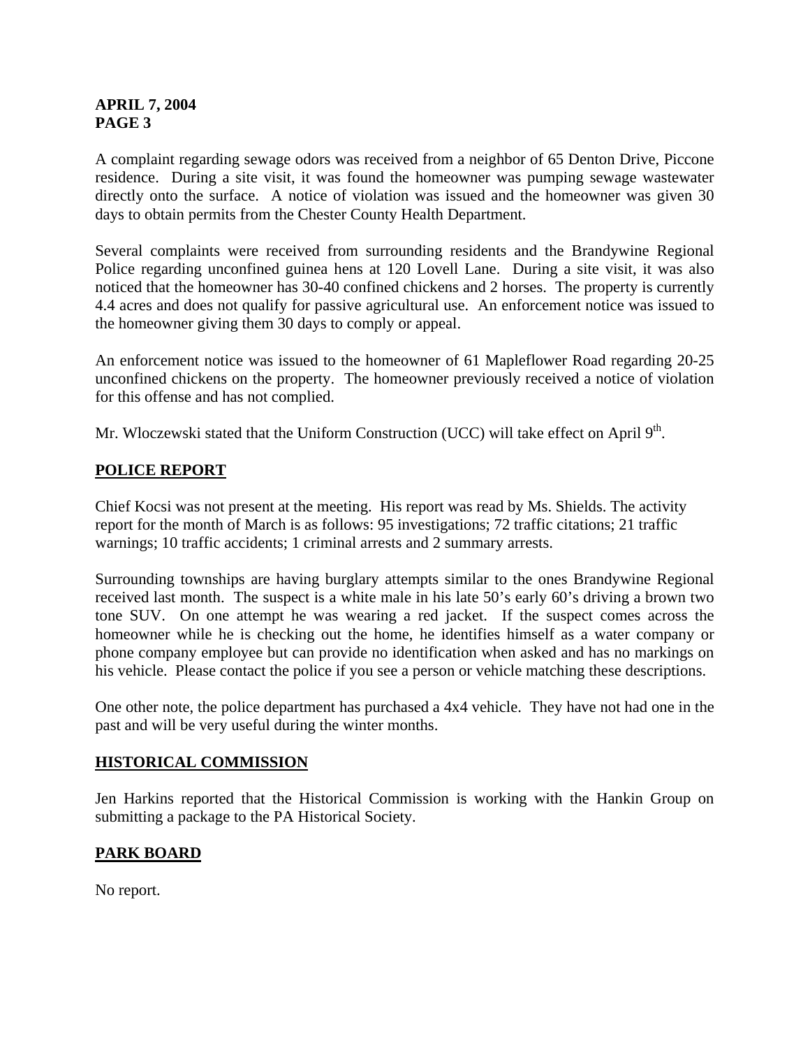A complaint regarding sewage odors was received from a neighbor of 65 Denton Drive, Piccone residence. During a site visit, it was found the homeowner was pumping sewage wastewater directly onto the surface. A notice of violation was issued and the homeowner was given 30 days to obtain permits from the Chester County Health Department.

Several complaints were received from surrounding residents and the Brandywine Regional Police regarding unconfined guinea hens at 120 Lovell Lane. During a site visit, it was also noticed that the homeowner has 30-40 confined chickens and 2 horses. The property is currently 4.4 acres and does not qualify for passive agricultural use. An enforcement notice was issued to the homeowner giving them 30 days to comply or appeal.

An enforcement notice was issued to the homeowner of 61 Mapleflower Road regarding 20-25 unconfined chickens on the property. The homeowner previously received a notice of violation for this offense and has not complied.

Mr. Wloczewski stated that the Uniform Construction (UCC) will take effect on April 9th.

## POLICE REPORT

Chief Kocsi was not present at the meeting. His report was read by Ms. Shields. The activity report for the month of March is as follows: 95 investigations; 72 traffic citations; 21 traffic warnings; 10 traffic accidents; 1 criminal arrests and 2 summary arrests.

Surrounding townships are having burglary attempts similar to the ones Brandywine Regional received last month. The suspect is a white male in his late 50's early 60's driving a brown two tone SUV. On one attempt he was wearing a red jacket. If the suspect comes across the homeowner while he is checking out the home, he identifies himself as a water company or phone company employee but can provide no identification when asked and has no markings on his vehicle. Please contact the police if you see a person or vehicle matching these descriptions.

One other note, the police department has purchased a 4x4 vehicle. They have not had one in the past and will be very useful during the winter months.

## HISTORICAL COMMISSION

Jen Harkins reported that the Historical Commission is working with the Hankin Group on submitting a package to the PA Historical Society.

## PARK BOARD

No report.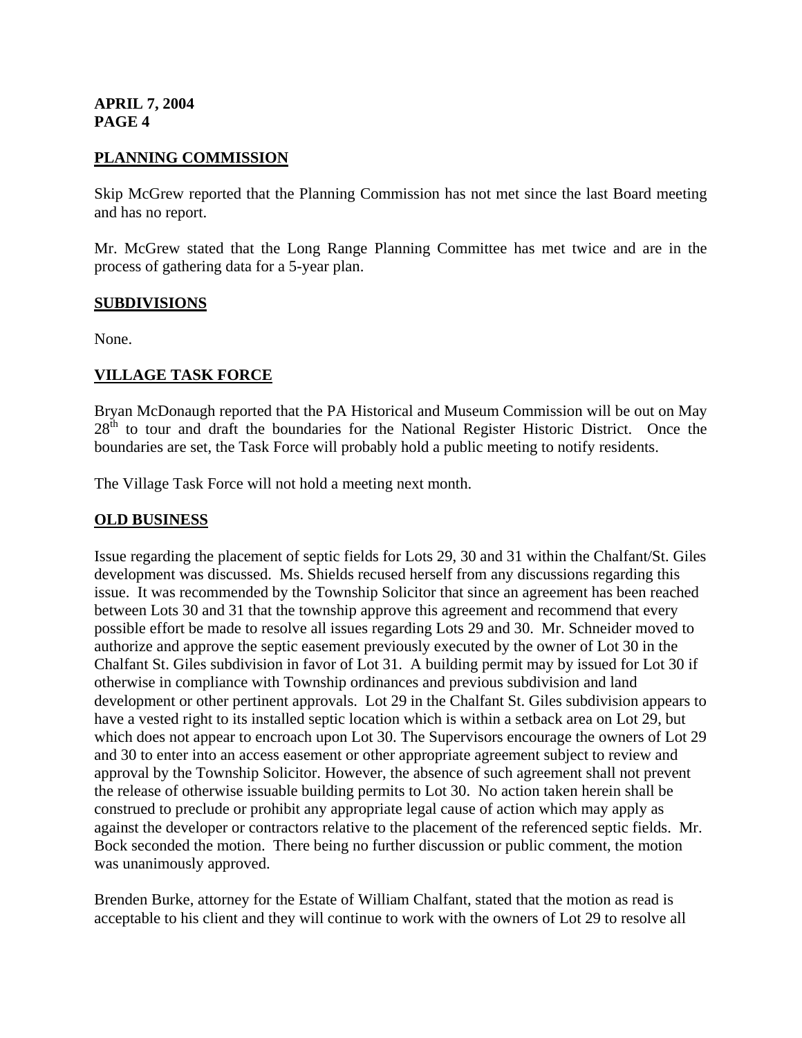## PLANNING COMMISSION

Skip McGrew reported that the Planning Commission has not met since the last Board meeting and has no report.

Mr. McGrew stated that the Long Range Planning Committee has met twice and are in the process of gathering data for a 5-year plan.

## SUBDIVISIONS

None.

## VILLAGE TASK FORCE

Bryan McDonaugh reported that the PA Historical and Museum Commission will be out on May 28th to tour and draft the boundaries for the National Register Historic District. Once the boundaries are set, the Task Force will probably hold a public meeting to notify residents.

The Village Task Force will not hold a meeting next month.

## OLD BUSINESS

Issue regarding the placement of septic fields for Lots 29, 30 and 31 within the Chalfant/St. Giles development was discussed. Ms. Shields recused herself from any discussions regarding this issue. It was recommended by the Township Solicitor that since an agreement has been reached between Lots 30 and 31 that the township approve this agreement and recommend that every possible effort be made to resolve all issues regarding Lots 29 and 30. Mr. Schneider moved to authorize and approve the septic easement previously executed by the owner of Lot 30 in the Chalfant St. Giles subdivision in favor of Lot 31. A building permit may by issued for Lot 30 if otherwise in compliance with Township ordinances and previous subdivision and land development or other pertinent approvals. Lot 29 in the Chalfant St. Giles subdivision appears to have a vested right to its installed septic location which is within a setback area on Lot 29, but which does not appear to encroach upon Lot 30. The Supervisors encourage the owners of Lot 29 and 30 to enter into an access easement or other appropriate agreement subject to review and approval by the Township Solicitor. However, the absence of such agreement shall not prevent the release of otherwise issuable building permits to Lot 30. No action taken herein shall be construed to preclude or prohibit any appropriate legal cause of action which may apply as against the developer or contractors relative to the placement of the referenced septic fields. Mr. Bock seconded the motion. There being no further discussion or public comment, the motion was unanimously approved.

Brenden Burke, attorney for the Estate of William Chalfant, stated that the motion as read is acceptable to his client and they will continue to work with the owners of Lot 29 to resolve all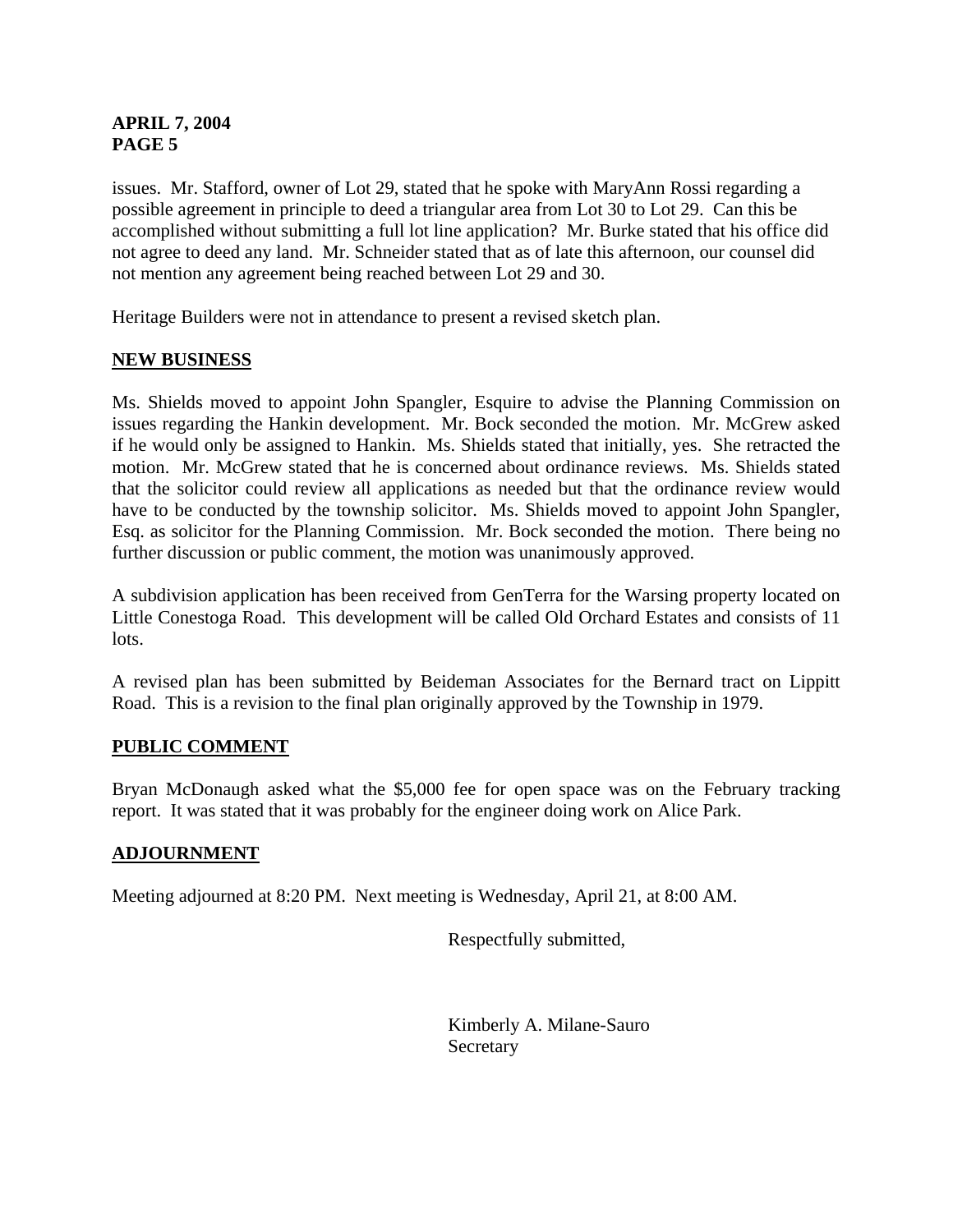issues. Mr. Stafford, owner of Lot 29, stated that he spoke with MaryAnn Rossi regarding a possible agreement in principle to deed a triangular area from Lot 30 to Lot 29. Can this be accomplished without submitting a full lot line application? Mr. Burke stated that his office did not agree to deed any land. Mr. Schneider stated that as of late this afternoon, our counsel did not mention any agreement being reached between Lot 29 and 30.

Heritage Builders were not in attendance to present a revised sketch plan.

## NEW BUSINESS

Ms. Shields moved to appoint John Spangler, Esquire to advise the Planning Commission on issues regarding the Hankin development. Mr. Bock seconded the motion. Mr. McGrew asked if he would only be assigned to Hankin. Ms. Shields stated that initially, yes. She retracted the motion. Mr. McGrew stated that he is concerned about ordinance reviews. Ms. Shields stated that the solicitor could review all applications as needed but that the ordinance review would have to be conducted by the township solicitor. Ms. Shields moved to appoint John Spangler, Esq. as solicitor for the Planning Commission. Mr. Bock seconded the motion. There being no further discussion or public comment, the motion was unanimously approved.

A subdivision application has been received from GenTerra for the Warsing property located on Little Conestoga Road. This development will be called Old Orchard Estates and consists of 11 lots.

A revised plan has been submitted by Beideman Associates for the Bernard tract on Lippitt Road. This is a revision to the final plan originally approved by the Township in 1979.

## PUBLIC COMMENT

Bryan McDonaugh asked what the $5,000 fee for open space was on the February tracking report. It was stated that it was probably for the engineer doing work on Alice Park.

## ADJOURNMENT

Meeting adjourned at 8:20 PM. Next meeting is Wednesday, April 21, at 8:00 AM.

Respectfully submitted,

Kimberly A. Milane-Sauro
Secretary